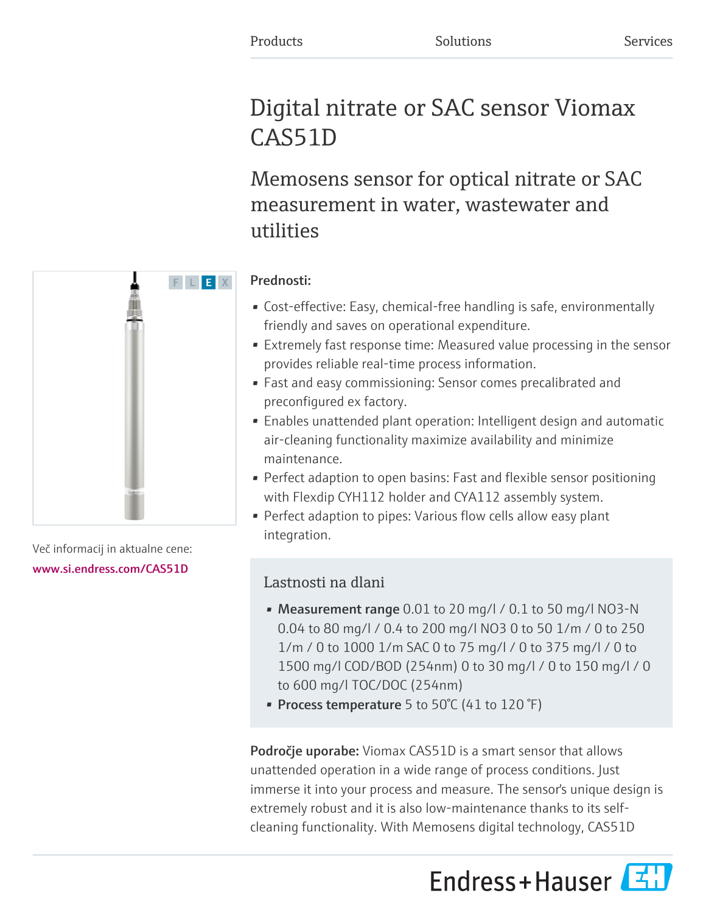Products Solutions Services

# Digital nitrate or SAC sensor Viomax CAS51D

## Memosens sensor for optical nitrate or SAC measurement in water, wastewater and utilities

Več informacij in aktualne cene:
www.si.endress.com/CAS51D

**Prednosti:**

- Cost-effective: Easy, chemical-free handling is safe, environmentally friendly and saves on operational expenditure.
- Extremely fast response time: Measured value processing in the sensor provides reliable real-time process information.
- Fast and easy commissioning: Sensor comes precalibrated and preconfigured ex factory.
- Enables unattended plant operation: Intelligent design and automatic air-cleaning functionality maximize availability and minimize maintenance.
- Perfect adaption to open basins: Fast and flexible sensor positioning with Flexdip CYH112 holder and CYA112 assembly system.
- Perfect adaption to pipes: Various flow cells allow easy plant integration.

### Lastnosti na dlani

- **Measurement range** 0.01 to 20 mg/l / 0.1 to 50 mg/l NO3-N 0.04 to 80 mg/l / 0.4 to 200 mg/l NO3 0 to 50 1/m / 0 to 250 1/m / 0 to 1000 1/m SAC 0 to 75 mg/l / 0 to 375 mg/l / 0 to 1500 mg/l COD/BOD (254nm) 0 to 30 mg/l / 0 to 150 mg/l / 0 to 600 mg/l TOC/DOC (254nm)
- **Process temperature** 5 to 50°C (41 to 120 °F)

**Področje uporabe:** Viomax CAS51D is a smart sensor that allows unattended operation in a wide range of process conditions. Just immerse it into your process and measure. The sensor's unique design is extremely robust and it is also low-maintenance thanks to its self-cleaning functionality. With Memosens digital technology, CAS51D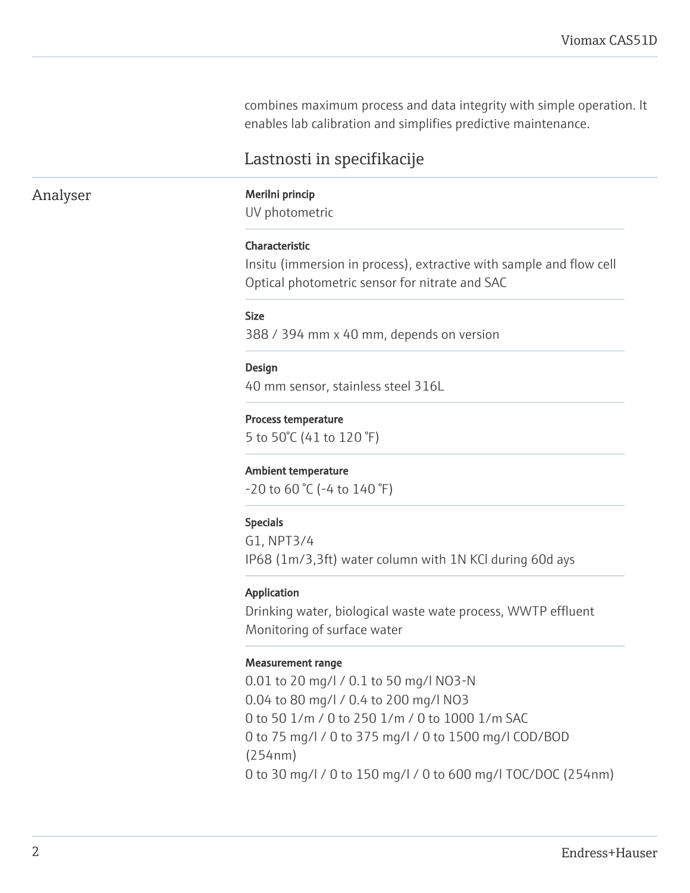combines maximum process and data integrity with simple operation. It enables lab calibration and simplifies predictive maintenance.

## Lastnosti in specifikacije

### Analyser

**Merilni princip**
UV photometric

**Characteristic**
Insitu (immersion in process), extractive with sample and flow cell
Optical photometric sensor for nitrate and SAC

**Size**
388 / 394 mm x 40 mm, depends on version

**Design**
40 mm sensor, stainless steel 316L

**Process temperature**
5 to 50°C (41 to 120 °F)

**Ambient temperature**
-20 to 60 °C (-4 to 140 °F)

**Specials**
G1, NPT3/4
IP68 (1m/3,3ft) water column with 1N KCl during 60d ays

**Application**
Drinking water, biological waste wate process, WWTP effluent
Monitoring of surface water

**Measurement range**
0.01 to 20 mg/l / 0.1 to 50 mg/l $NO_3$-N
0.04 to 80 mg/l / 0.4 to 200 mg/l $NO_3$
0 to 50 1/m / 0 to 250 1/m / 0 to 1000 1/m SAC
0 to 75 mg/l / 0 to 375 mg/l / 0 to 1500 mg/l COD/BOD (254nm)
0 to 30 mg/l / 0 to 150 mg/l / 0 to 600 mg/l TOC/DOC (254nm)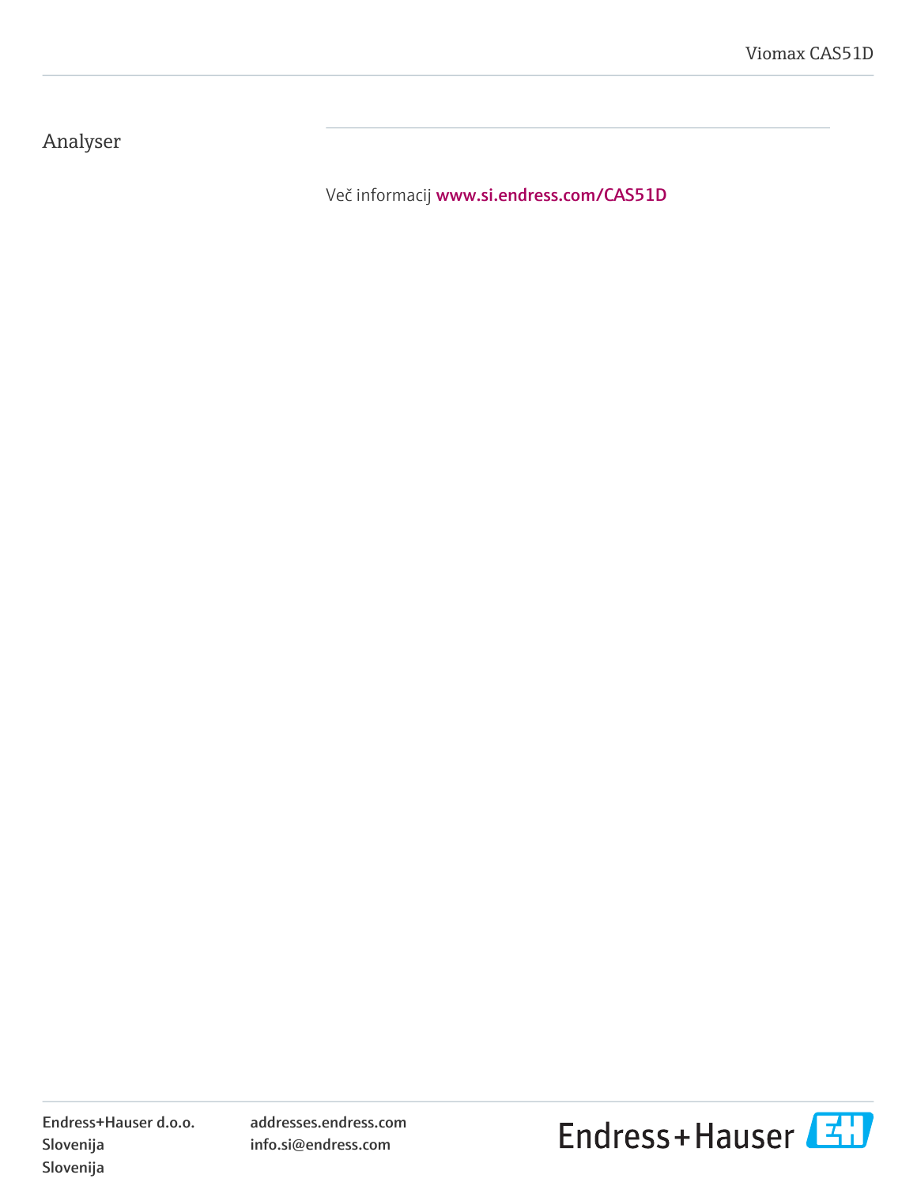Analyser

Več informacij **www.si.endress.com/CAS51D**

Endress+Hauser d.o.o.
Slovenija
Slovenija

addresses.endress.com
info.si@endress.com

Endress+Hauser